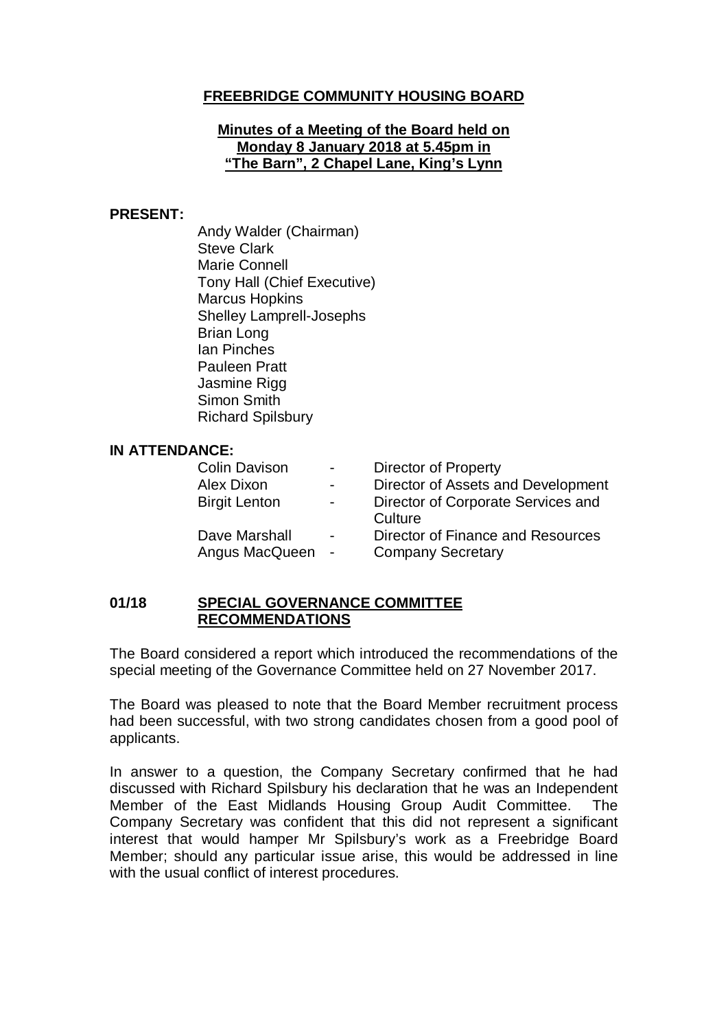# FREEBRIDGE COMMUNITY HOUSING BOARD

## Minutes of a Meeting of the Board held on Monday 8 January 2018 at 5.45pm in "The Barn", 2 Chapel Lane, King's Lynn

**PRESENT:**

Andy Walder (Chairman)
Steve Clark
Marie Connell
Tony Hall (Chief Executive)
Marcus Hopkins
Shelley Lamprell-Josephs
Brian Long
Ian Pinches
Pauleen Pratt
Jasmine Rigg
Simon Smith
Richard Spilsbury

**IN ATTENDANCE:**

| | | |
|---|---|---|
| Colin Davison | - | Director of Property |
| Alex Dixon | - | Director of Assets and Development |
| Birgit Lenton | - | Director of Corporate Services and Culture |
| Dave Marshall | - | Director of Finance and Resources |
| Angus MacQueen | - | Company Secretary |

### 01/18 SPECIAL GOVERNANCE COMMITTEE RECOMMENDATIONS

The Board considered a report which introduced the recommendations of the special meeting of the Governance Committee held on 27 November 2017.

The Board was pleased to note that the Board Member recruitment process had been successful, with two strong candidates chosen from a good pool of applicants.

In answer to a question, the Company Secretary confirmed that he had discussed with Richard Spilsbury his declaration that he was an Independent Member of the East Midlands Housing Group Audit Committee. The Company Secretary was confident that this did not represent a significant interest that would hamper Mr Spilsbury's work as a Freebridge Board Member; should any particular issue arise, this would be addressed in line with the usual conflict of interest procedures.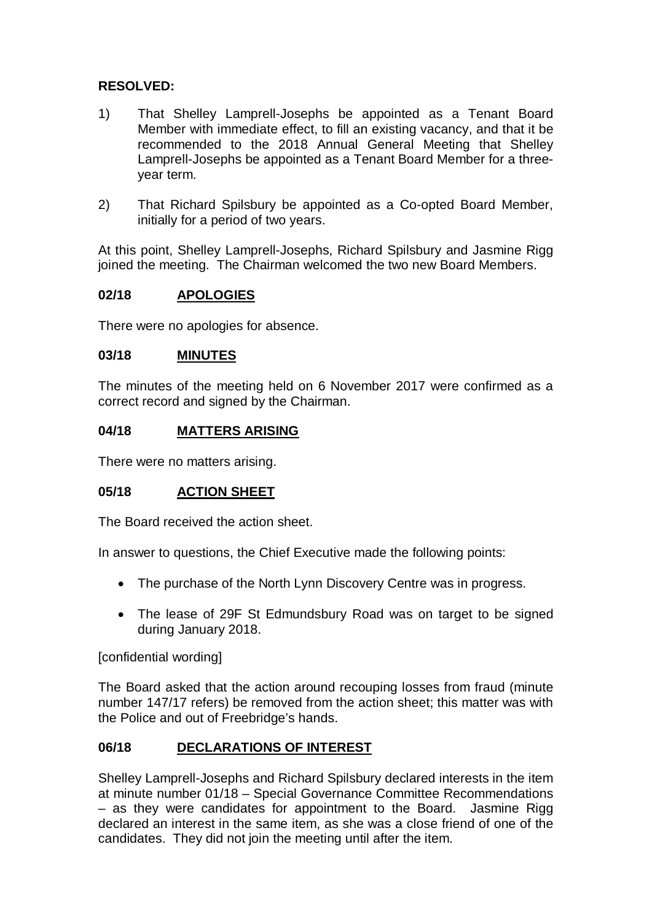**RESOLVED:**

1) That Shelley Lamprell-Josephs be appointed as a Tenant Board Member with immediate effect, to fill an existing vacancy, and that it be recommended to the 2018 Annual General Meeting that Shelley Lamprell-Josephs be appointed as a Tenant Board Member for a three-year term.

2) That Richard Spilsbury be appointed as a Co-opted Board Member, initially for a period of two years.

At this point, Shelley Lamprell-Josephs, Richard Spilsbury and Jasmine Rigg joined the meeting. The Chairman welcomed the two new Board Members.

## 02/18 APOLOGIES

There were no apologies for absence.

## 03/18 MINUTES

The minutes of the meeting held on 6 November 2017 were confirmed as a correct record and signed by the Chairman.

## 04/18 MATTERS ARISING

There were no matters arising.

## 05/18 ACTION SHEET

The Board received the action sheet.

In answer to questions, the Chief Executive made the following points:

- The purchase of the North Lynn Discovery Centre was in progress.
- The lease of 29F St Edmundsbury Road was on target to be signed during January 2018.

[confidential wording]

The Board asked that the action around recouping losses from fraud (minute number 147/17 refers) be removed from the action sheet; this matter was with the Police and out of Freebridge's hands.

## 06/18 DECLARATIONS OF INTEREST

Shelley Lamprell-Josephs and Richard Spilsbury declared interests in the item at minute number 01/18 – Special Governance Committee Recommendations – as they were candidates for appointment to the Board. Jasmine Rigg declared an interest in the same item, as she was a close friend of one of the candidates. They did not join the meeting until after the item.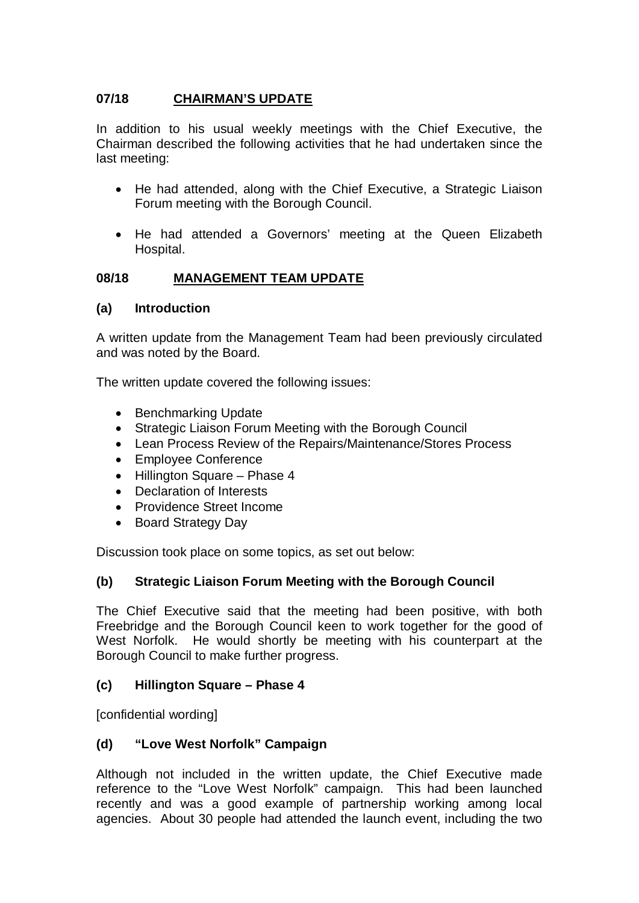## 07/18 CHAIRMAN'S UPDATE

In addition to his usual weekly meetings with the Chief Executive, the Chairman described the following activities that he had undertaken since the last meeting:

- He had attended, along with the Chief Executive, a Strategic Liaison Forum meeting with the Borough Council.
- He had attended a Governors' meeting at the Queen Elizabeth Hospital.

## 08/18 MANAGEMENT TEAM UPDATE

### (a) Introduction

A written update from the Management Team had been previously circulated and was noted by the Board.

The written update covered the following issues:

- Benchmarking Update
- Strategic Liaison Forum Meeting with the Borough Council
- Lean Process Review of the Repairs/Maintenance/Stores Process
- Employee Conference
- Hillington Square – Phase 4
- Declaration of Interests
- Providence Street Income
- Board Strategy Day

Discussion took place on some topics, as set out below:

### (b) Strategic Liaison Forum Meeting with the Borough Council

The Chief Executive said that the meeting had been positive, with both Freebridge and the Borough Council keen to work together for the good of West Norfolk. He would shortly be meeting with his counterpart at the Borough Council to make further progress.

### (c) Hillington Square – Phase 4

[confidential wording]

### (d) "Love West Norfolk" Campaign

Although not included in the written update, the Chief Executive made reference to the "Love West Norfolk" campaign. This had been launched recently and was a good example of partnership working among local agencies. About 30 people had attended the launch event, including the two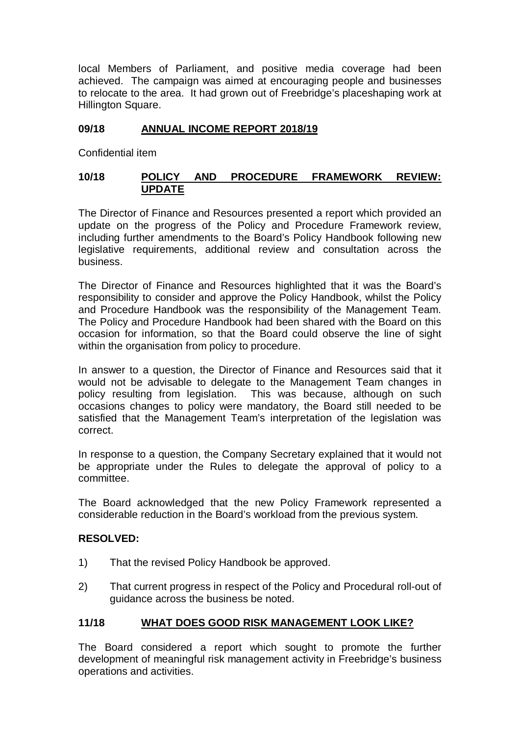local Members of Parliament, and positive media coverage had been achieved. The campaign was aimed at encouraging people and businesses to relocate to the area. It had grown out of Freebridge's placeshaping work at Hillington Square.

## 09/18 ANNUAL INCOME REPORT 2018/19

Confidential item

## 10/18 POLICY AND PROCEDURE FRAMEWORK REVIEW: UPDATE

The Director of Finance and Resources presented a report which provided an update on the progress of the Policy and Procedure Framework review, including further amendments to the Board's Policy Handbook following new legislative requirements, additional review and consultation across the business.

The Director of Finance and Resources highlighted that it was the Board's responsibility to consider and approve the Policy Handbook, whilst the Policy and Procedure Handbook was the responsibility of the Management Team. The Policy and Procedure Handbook had been shared with the Board on this occasion for information, so that the Board could observe the line of sight within the organisation from policy to procedure.

In answer to a question, the Director of Finance and Resources said that it would not be advisable to delegate to the Management Team changes in policy resulting from legislation. This was because, although on such occasions changes to policy were mandatory, the Board still needed to be satisfied that the Management Team's interpretation of the legislation was correct.

In response to a question, the Company Secretary explained that it would not be appropriate under the Rules to delegate the approval of policy to a committee.

The Board acknowledged that the new Policy Framework represented a considerable reduction in the Board's workload from the previous system.

**RESOLVED:**

1) That the revised Policy Handbook be approved.

2) That current progress in respect of the Policy and Procedural roll-out of guidance across the business be noted.

## 11/18 WHAT DOES GOOD RISK MANAGEMENT LOOK LIKE?

The Board considered a report which sought to promote the further development of meaningful risk management activity in Freebridge's business operations and activities.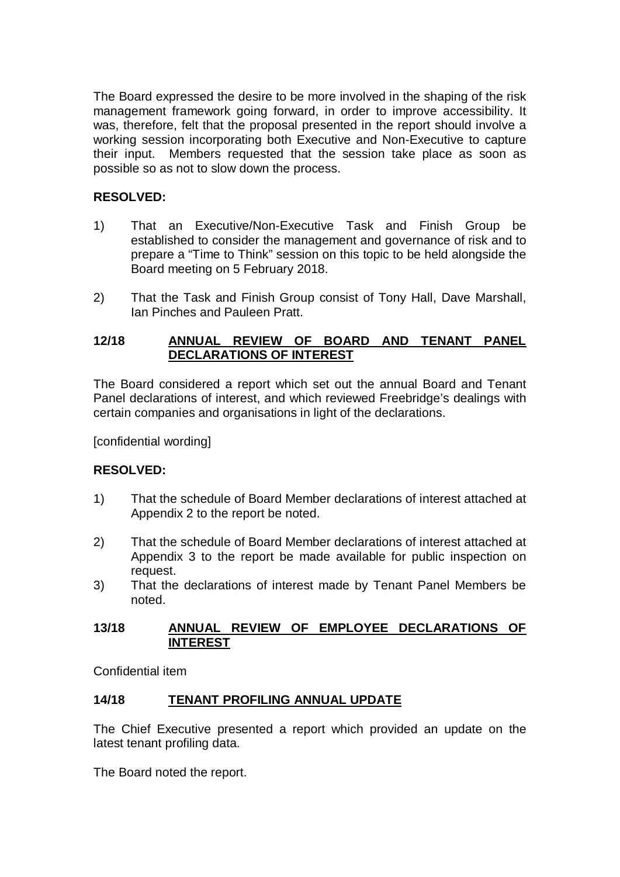The Board expressed the desire to be more involved in the shaping of the risk management framework going forward, in order to improve accessibility. It was, therefore, felt that the proposal presented in the report should involve a working session incorporating both Executive and Non-Executive to capture their input. Members requested that the session take place as soon as possible so as not to slow down the process.

**RESOLVED:**

1) That an Executive/Non-Executive Task and Finish Group be established to consider the management and governance of risk and to prepare a "Time to Think" session on this topic to be held alongside the Board meeting on 5 February 2018.

2) That the Task and Finish Group consist of Tony Hall, Dave Marshall, Ian Pinches and Pauleen Pratt.

**12/18 ANNUAL REVIEW OF BOARD AND TENANT PANEL DECLARATIONS OF INTEREST**

The Board considered a report which set out the annual Board and Tenant Panel declarations of interest, and which reviewed Freebridge's dealings with certain companies and organisations in light of the declarations.

[confidential wording]

**RESOLVED:**

1) That the schedule of Board Member declarations of interest attached at Appendix 2 to the report be noted.

2) That the schedule of Board Member declarations of interest attached at Appendix 3 to the report be made available for public inspection on request.

3) That the declarations of interest made by Tenant Panel Members be noted.

**13/18 ANNUAL REVIEW OF EMPLOYEE DECLARATIONS OF INTEREST**

Confidential item

**14/18 TENANT PROFILING ANNUAL UPDATE**

The Chief Executive presented a report which provided an update on the latest tenant profiling data.

The Board noted the report.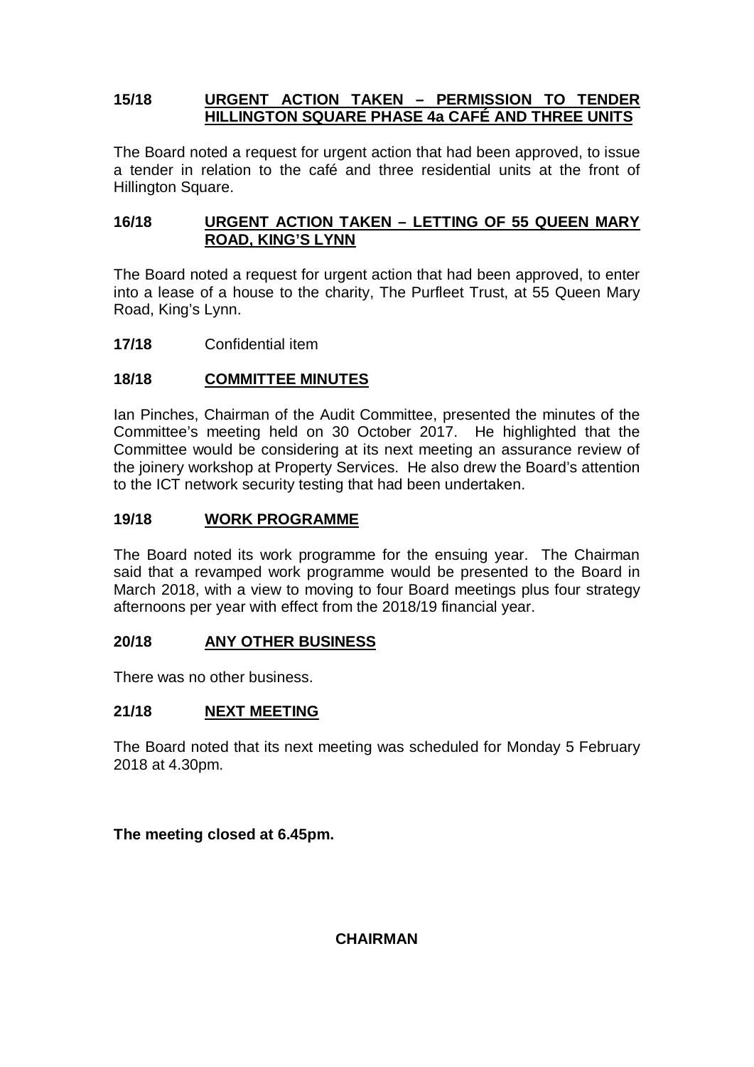**15/18 URGENT ACTION TAKEN – PERMISSION TO TENDER HILLINGTON SQUARE PHASE 4a CAFÉ AND THREE UNITS**

The Board noted a request for urgent action that had been approved, to issue a tender in relation to the café and three residential units at the front of Hillington Square.

**16/18 URGENT ACTION TAKEN – LETTING OF 55 QUEEN MARY ROAD, KING'S LYNN**

The Board noted a request for urgent action that had been approved, to enter into a lease of a house to the charity, The Purfleet Trust, at 55 Queen Mary Road, King's Lynn.

**17/18** Confidential item

**18/18 COMMITTEE MINUTES**

Ian Pinches, Chairman of the Audit Committee, presented the minutes of the Committee's meeting held on 30 October 2017. He highlighted that the Committee would be considering at its next meeting an assurance review of the joinery workshop at Property Services. He also drew the Board's attention to the ICT network security testing that had been undertaken.

**19/18 WORK PROGRAMME**

The Board noted its work programme for the ensuing year. The Chairman said that a revamped work programme would be presented to the Board in March 2018, with a view to moving to four Board meetings plus four strategy afternoons per year with effect from the 2018/19 financial year.

**20/18 ANY OTHER BUSINESS**

There was no other business.

**21/18 NEXT MEETING**

The Board noted that its next meeting was scheduled for Monday 5 February 2018 at 4.30pm.

**The meeting closed at 6.45pm.**

**CHAIRMAN**